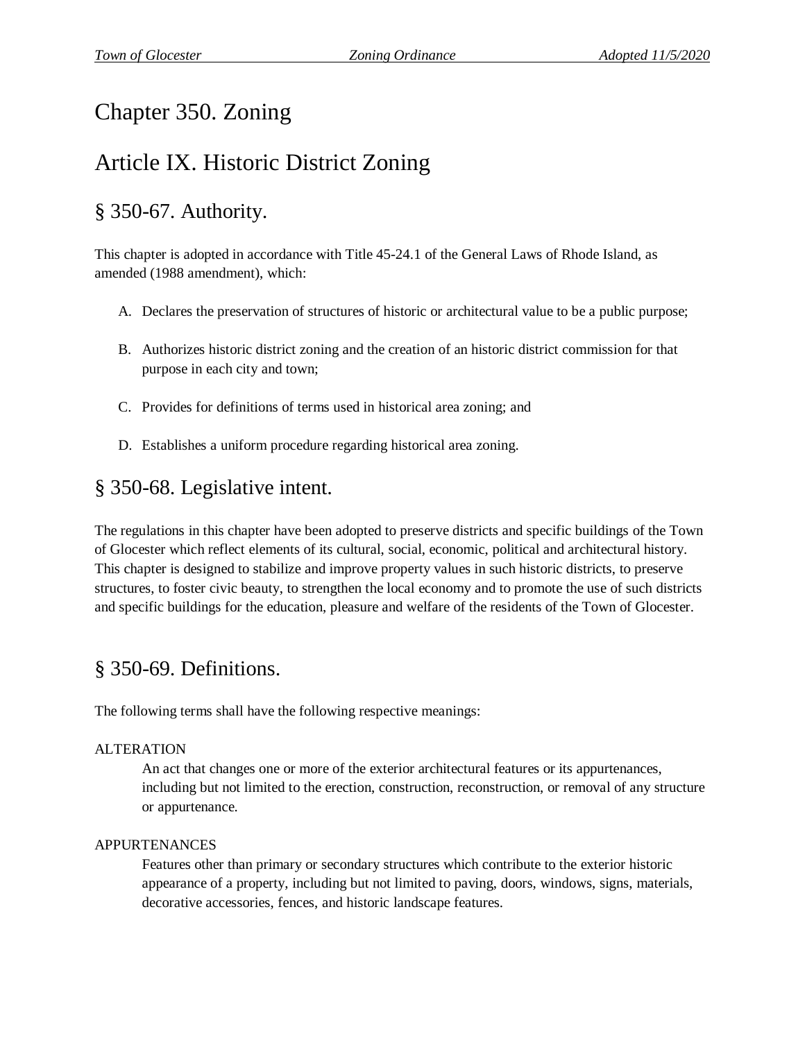# Chapter 350. Zoning

# Article IX. Historic District Zoning

## § 350-67. Authority.

This chapter is adopted in accordance with Title 45-24.1 of the General Laws of Rhode Island, as amended (1988 amendment), which:

A. Declares the preservation of structures of historic or architectural value to be a public purpose;

B. Authorizes historic district zoning and the creation of an historic district commission for that purpose in each city and town;

C. Provides for definitions of terms used in historical area zoning; and

D. Establishes a uniform procedure regarding historical area zoning.

## § 350-68. Legislative intent.

The regulations in this chapter have been adopted to preserve districts and specific buildings of the Town of Glocester which reflect elements of its cultural, social, economic, political and architectural history. This chapter is designed to stabilize and improve property values in such historic districts, to preserve structures, to foster civic beauty, to strengthen the local economy and to promote the use of such districts and specific buildings for the education, pleasure and welfare of the residents of the Town of Glocester.

## § 350-69. Definitions.

The following terms shall have the following respective meanings:

ALTERATION

An act that changes one or more of the exterior architectural features or its appurtenances, including but not limited to the erection, construction, reconstruction, or removal of any structure or appurtenance.

APPURTENANCES

Features other than primary or secondary structures which contribute to the exterior historic appearance of a property, including but not limited to paving, doors, windows, signs, materials, decorative accessories, fences, and historic landscape features.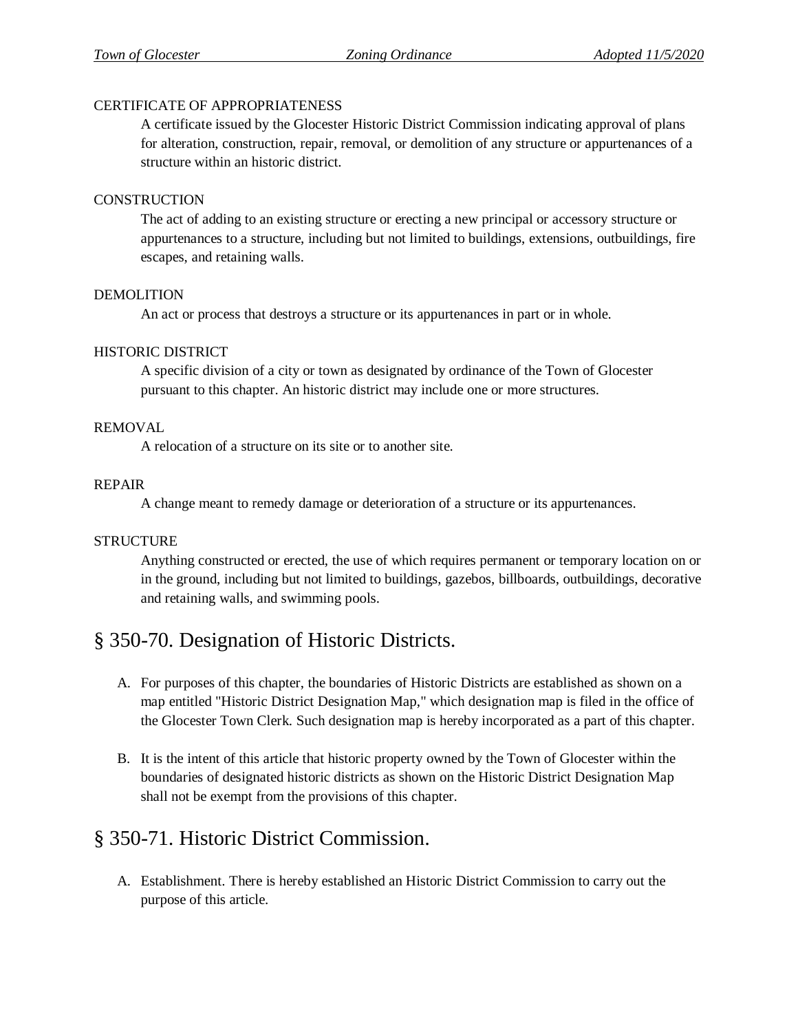CERTIFICATE OF APPROPRIATENESS

A certificate issued by the Glocester Historic District Commission indicating approval of plans for alteration, construction, repair, removal, or demolition of any structure or appurtenances of a structure within an historic district.

CONSTRUCTION

The act of adding to an existing structure or erecting a new principal or accessory structure or appurtenances to a structure, including but not limited to buildings, extensions, outbuildings, fire escapes, and retaining walls.

DEMOLITION

An act or process that destroys a structure or its appurtenances in part or in whole.

HISTORIC DISTRICT

A specific division of a city or town as designated by ordinance of the Town of Glocester pursuant to this chapter. An historic district may include one or more structures.

REMOVAL

A relocation of a structure on its site or to another site.

REPAIR

A change meant to remedy damage or deterioration of a structure or its appurtenances.

STRUCTURE

Anything constructed or erected, the use of which requires permanent or temporary location on or in the ground, including but not limited to buildings, gazebos, billboards, outbuildings, decorative and retaining walls, and swimming pools.

## § 350-70. Designation of Historic Districts.

A. For purposes of this chapter, the boundaries of Historic Districts are established as shown on a map entitled "Historic District Designation Map," which designation map is filed in the office of the Glocester Town Clerk. Such designation map is hereby incorporated as a part of this chapter.

B. It is the intent of this article that historic property owned by the Town of Glocester within the boundaries of designated historic districts as shown on the Historic District Designation Map shall not be exempt from the provisions of this chapter.

## § 350-71. Historic District Commission.

A. Establishment. There is hereby established an Historic District Commission to carry out the purpose of this article.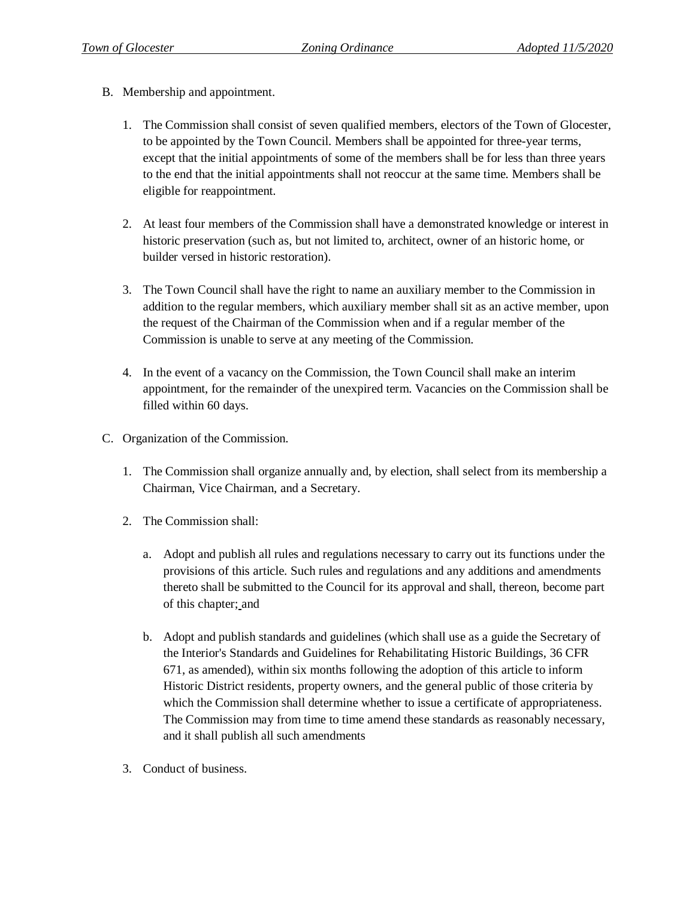B. Membership and appointment.

   1. The Commission shall consist of seven qualified members, electors of the Town of Glocester, to be appointed by the Town Council. Members shall be appointed for three-year terms, except that the initial appointments of some of the members shall be for less than three years to the end that the initial appointments shall not reoccur at the same time. Members shall be eligible for reappointment.

   2. At least four members of the Commission shall have a demonstrated knowledge or interest in historic preservation (such as, but not limited to, architect, owner of an historic home, or builder versed in historic restoration).

   3. The Town Council shall have the right to name an auxiliary member to the Commission in addition to the regular members, which auxiliary member shall sit as an active member, upon the request of the Chairman of the Commission when and if a regular member of the Commission is unable to serve at any meeting of the Commission.

   4. In the event of a vacancy on the Commission, the Town Council shall make an interim appointment, for the remainder of the unexpired term. Vacancies on the Commission shall be filled within 60 days.

C. Organization of the Commission.

   1. The Commission shall organize annually and, by election, shall select from its membership a Chairman, Vice Chairman, and a Secretary.

   2. The Commission shall:

      a. Adopt and publish all rules and regulations necessary to carry out its functions under the provisions of this article. Such rules and regulations and any additions and amendments thereto shall be submitted to the Council for its approval and shall, thereon, become part of this chapter; and

      b. Adopt and publish standards and guidelines (which shall use as a guide the Secretary of the Interior's Standards and Guidelines for Rehabilitating Historic Buildings, 36 CFR 671, as amended), within six months following the adoption of this article to inform Historic District residents, property owners, and the general public of those criteria by which the Commission shall determine whether to issue a certificate of appropriateness. The Commission may from time to time amend these standards as reasonably necessary, and it shall publish all such amendments

   3. Conduct of business.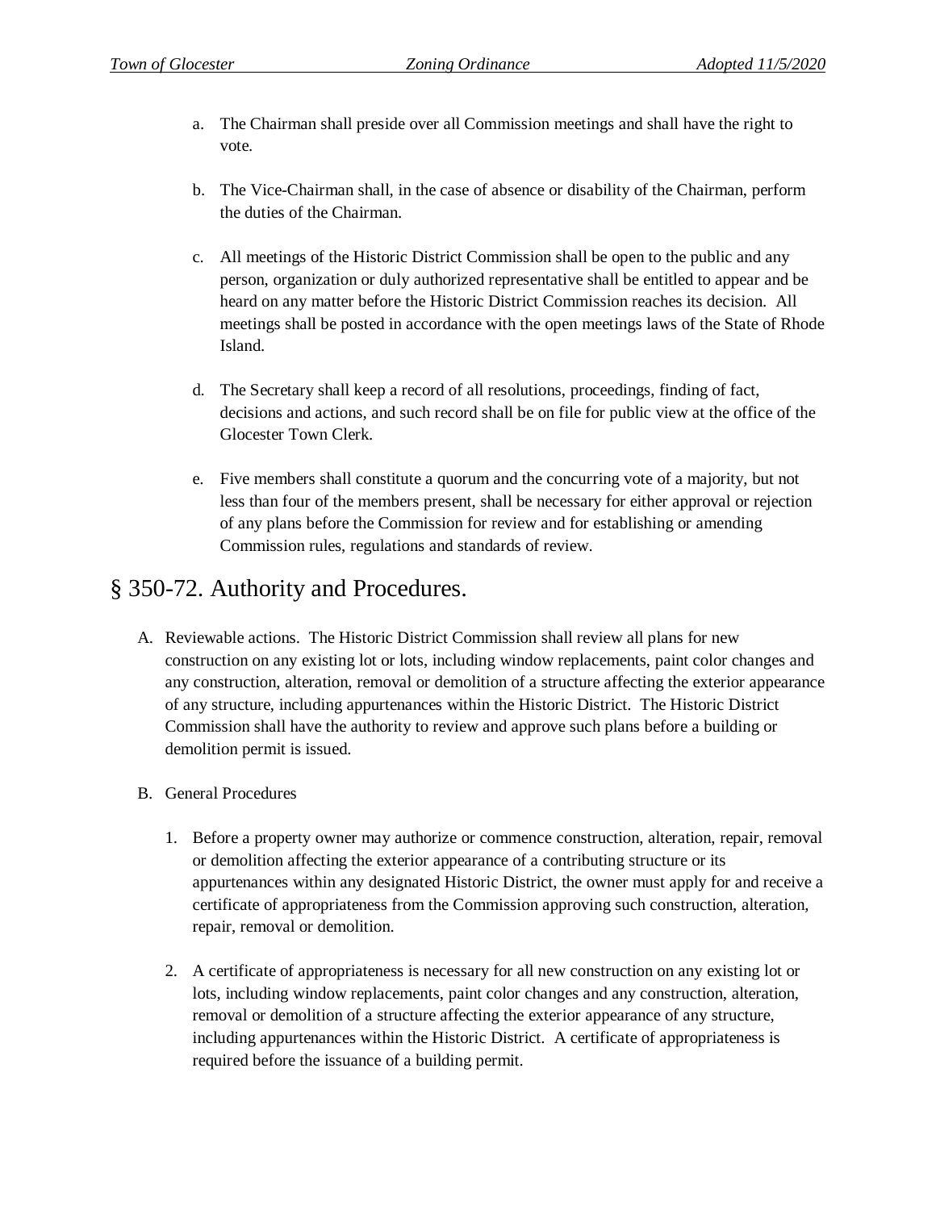a. The Chairman shall preside over all Commission meetings and shall have the right to vote.

b. The Vice-Chairman shall, in the case of absence or disability of the Chairman, perform the duties of the Chairman.

c. All meetings of the Historic District Commission shall be open to the public and any person, organization or duly authorized representative shall be entitled to appear and be heard on any matter before the Historic District Commission reaches its decision. All meetings shall be posted in accordance with the open meetings laws of the State of Rhode Island.

d. The Secretary shall keep a record of all resolutions, proceedings, finding of fact, decisions and actions, and such record shall be on file for public view at the office of the Glocester Town Clerk.

e. Five members shall constitute a quorum and the concurring vote of a majority, but not less than four of the members present, shall be necessary for either approval or rejection of any plans before the Commission for review and for establishing or amending Commission rules, regulations and standards of review.

# § 350-72. Authority and Procedures.

A. Reviewable actions. The Historic District Commission shall review all plans for new construction on any existing lot or lots, including window replacements, paint color changes and any construction, alteration, removal or demolition of a structure affecting the exterior appearance of any structure, including appurtenances within the Historic District. The Historic District Commission shall have the authority to review and approve such plans before a building or demolition permit is issued.

B. General Procedures

1. Before a property owner may authorize or commence construction, alteration, repair, removal or demolition affecting the exterior appearance of a contributing structure or its appurtenances within any designated Historic District, the owner must apply for and receive a certificate of appropriateness from the Commission approving such construction, alteration, repair, removal or demolition.

2. A certificate of appropriateness is necessary for all new construction on any existing lot or lots, including window replacements, paint color changes and any construction, alteration, removal or demolition of a structure affecting the exterior appearance of any structure, including appurtenances within the Historic District. A certificate of appropriateness is required before the issuance of a building permit.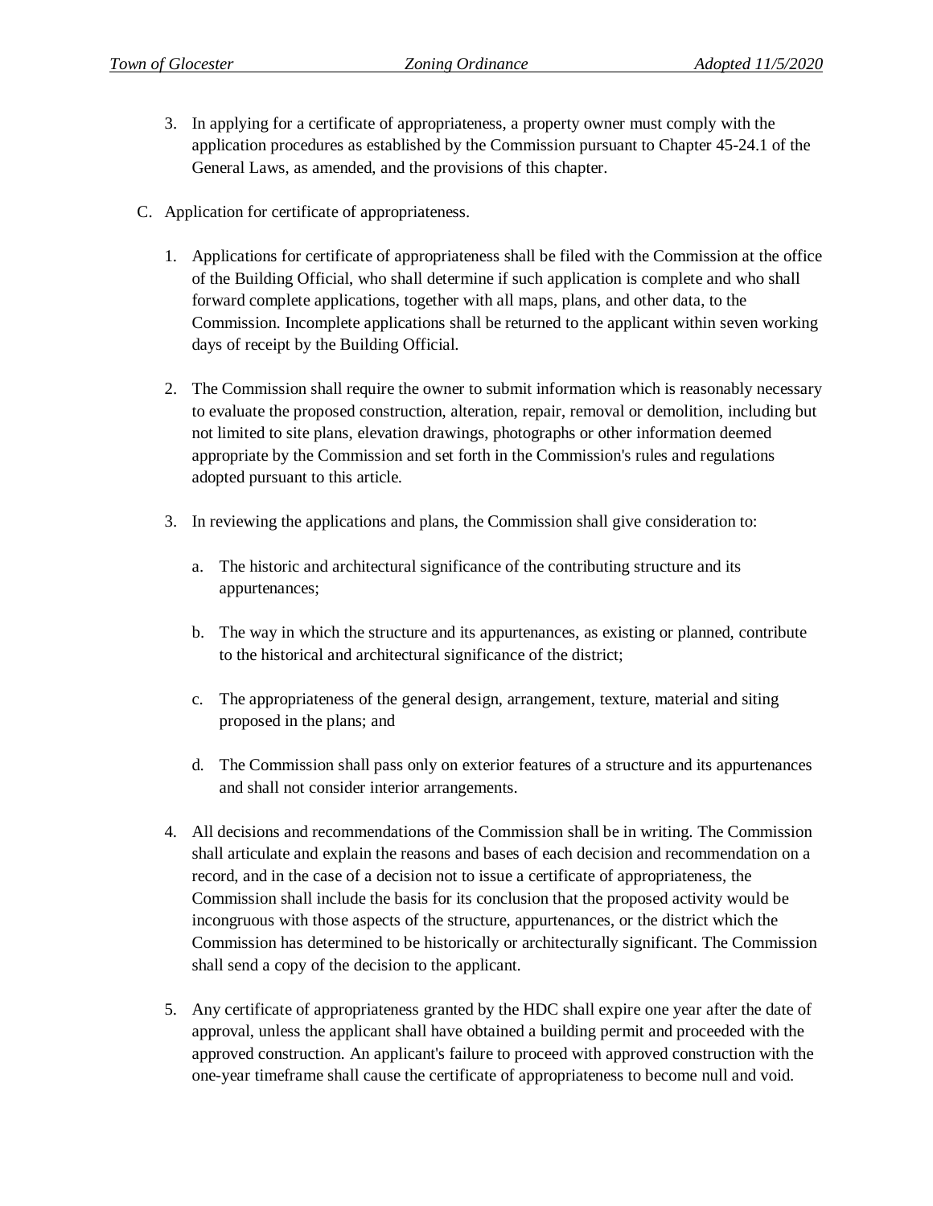3. In applying for a certificate of appropriateness, a property owner must comply with the application procedures as established by the Commission pursuant to Chapter 45-24.1 of the General Laws, as amended, and the provisions of this chapter.

C. Application for certificate of appropriateness.

1. Applications for certificate of appropriateness shall be filed with the Commission at the office of the Building Official, who shall determine if such application is complete and who shall forward complete applications, together with all maps, plans, and other data, to the Commission. Incomplete applications shall be returned to the applicant within seven working days of receipt by the Building Official.

2. The Commission shall require the owner to submit information which is reasonably necessary to evaluate the proposed construction, alteration, repair, removal or demolition, including but not limited to site plans, elevation drawings, photographs or other information deemed appropriate by the Commission and set forth in the Commission's rules and regulations adopted pursuant to this article.

3. In reviewing the applications and plans, the Commission shall give consideration to:

   a. The historic and architectural significance of the contributing structure and its appurtenances;

   b. The way in which the structure and its appurtenances, as existing or planned, contribute to the historical and architectural significance of the district;

   c. The appropriateness of the general design, arrangement, texture, material and siting proposed in the plans; and

   d. The Commission shall pass only on exterior features of a structure and its appurtenances and shall not consider interior arrangements.

4. All decisions and recommendations of the Commission shall be in writing. The Commission shall articulate and explain the reasons and bases of each decision and recommendation on a record, and in the case of a decision not to issue a certificate of appropriateness, the Commission shall include the basis for its conclusion that the proposed activity would be incongruous with those aspects of the structure, appurtenances, or the district which the Commission has determined to be historically or architecturally significant. The Commission shall send a copy of the decision to the applicant.

5. Any certificate of appropriateness granted by the HDC shall expire one year after the date of approval, unless the applicant shall have obtained a building permit and proceeded with the approved construction. An applicant's failure to proceed with approved construction with the one-year timeframe shall cause the certificate of appropriateness to become null and void.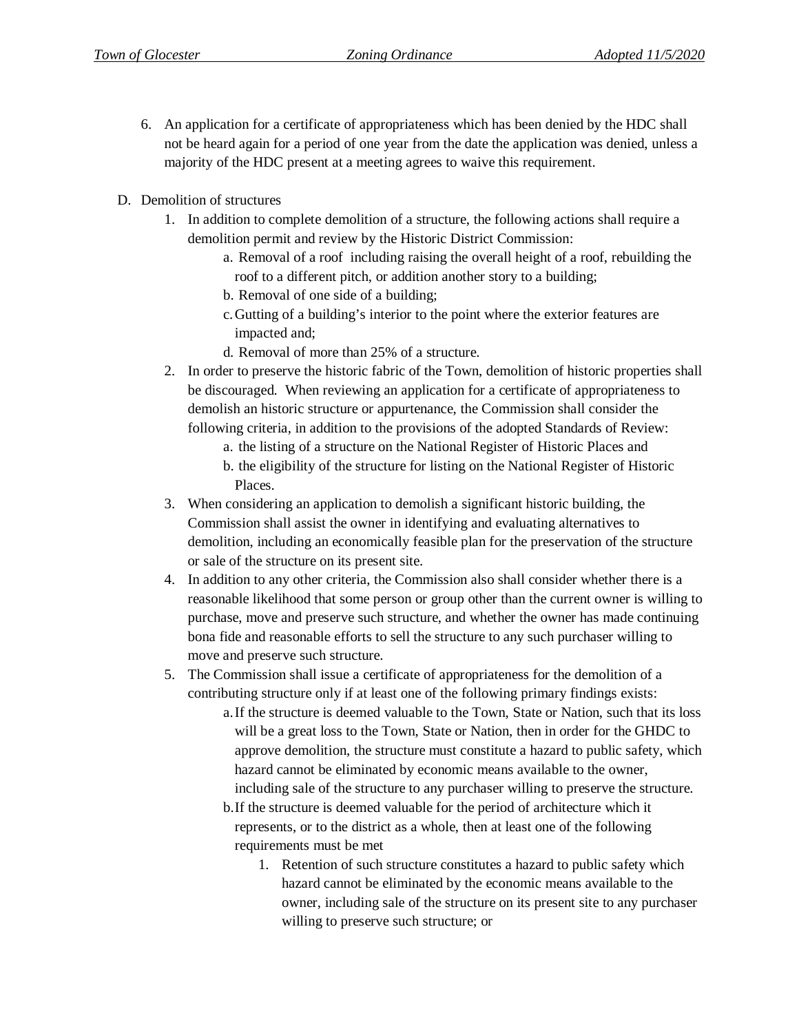6. An application for a certificate of appropriateness which has been denied by the HDC shall not be heard again for a period of one year from the date the application was denied, unless a majority of the HDC present at a meeting agrees to waive this requirement.

D. Demolition of structures

1. In addition to complete demolition of a structure, the following actions shall require a demolition permit and review by the Historic District Commission:
   a. Removal of a roof including raising the overall height of a roof, rebuilding the roof to a different pitch, or addition another story to a building;
   b. Removal of one side of a building;
   c. Gutting of a building's interior to the point where the exterior features are impacted and;
   d. Removal of more than 25% of a structure.
2. In order to preserve the historic fabric of the Town, demolition of historic properties shall be discouraged. When reviewing an application for a certificate of appropriateness to demolish an historic structure or appurtenance, the Commission shall consider the following criteria, in addition to the provisions of the adopted Standards of Review:
   a. the listing of a structure on the National Register of Historic Places and
   b. the eligibility of the structure for listing on the National Register of Historic Places.
3. When considering an application to demolish a significant historic building, the Commission shall assist the owner in identifying and evaluating alternatives to demolition, including an economically feasible plan for the preservation of the structure or sale of the structure on its present site.
4. In addition to any other criteria, the Commission also shall consider whether there is a reasonable likelihood that some person or group other than the current owner is willing to purchase, move and preserve such structure, and whether the owner has made continuing bona fide and reasonable efforts to sell the structure to any such purchaser willing to move and preserve such structure.
5. The Commission shall issue a certificate of appropriateness for the demolition of a contributing structure only if at least one of the following primary findings exists:
   a. If the structure is deemed valuable to the Town, State or Nation, such that its loss will be a great loss to the Town, State or Nation, then in order for the GHDC to approve demolition, the structure must constitute a hazard to public safety, which hazard cannot be eliminated by economic means available to the owner, including sale of the structure to any purchaser willing to preserve the structure.
   b. If the structure is deemed valuable for the period of architecture which it represents, or to the district as a whole, then at least one of the following requirements must be met
      1. Retention of such structure constitutes a hazard to public safety which hazard cannot be eliminated by the economic means available to the owner, including sale of the structure on its present site to any purchaser willing to preserve such structure; or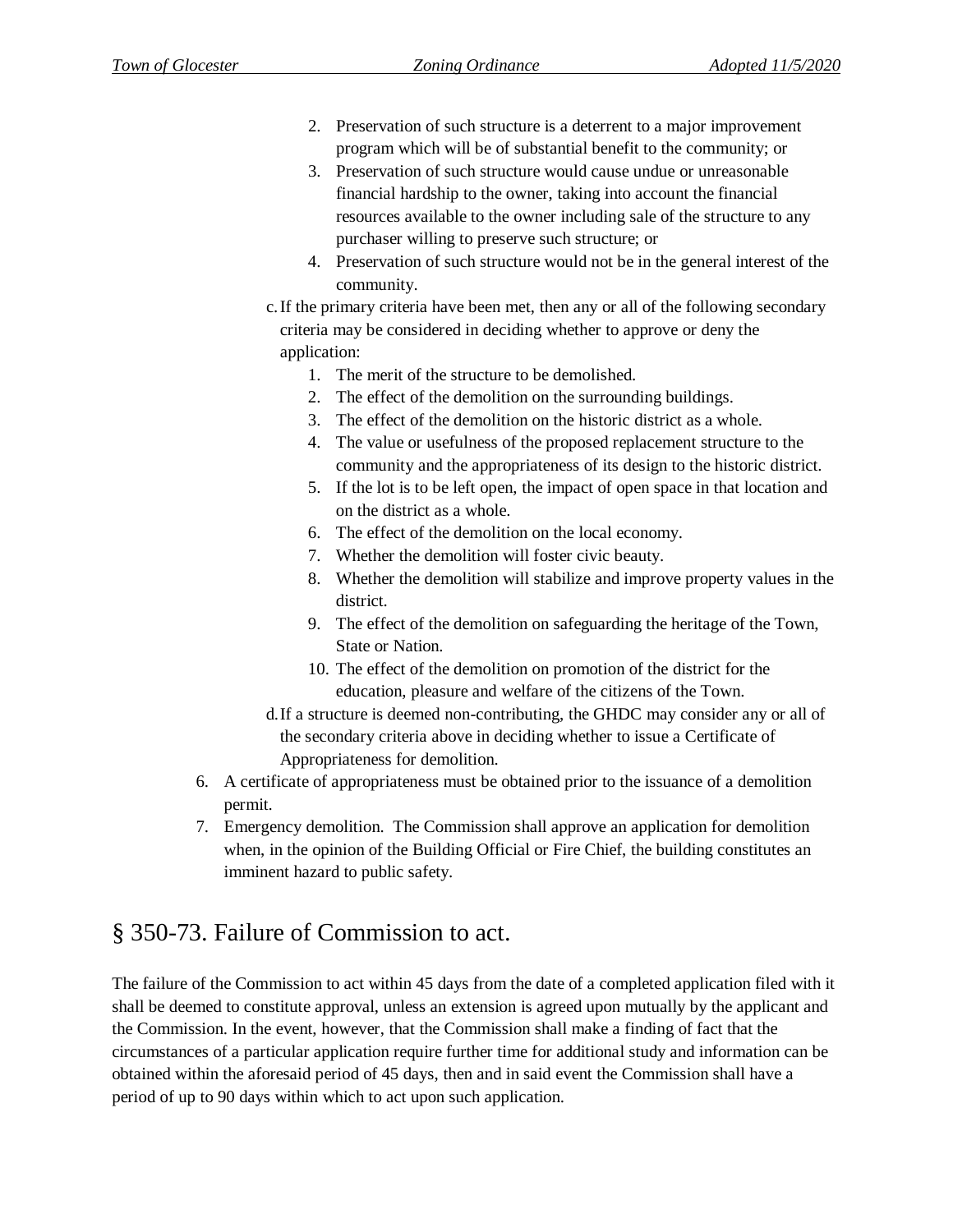2. Preservation of such structure is a deterrent to a major improvement program which will be of substantial benefit to the community; or
3. Preservation of such structure would cause undue or unreasonable financial hardship to the owner, taking into account the financial resources available to the owner including sale of the structure to any purchaser willing to preserve such structure; or
4. Preservation of such structure would not be in the general interest of the community.

c. If the primary criteria have been met, then any or all of the following secondary criteria may be considered in deciding whether to approve or deny the application:

   1. The merit of the structure to be demolished.
   2. The effect of the demolition on the surrounding buildings.
   3. The effect of the demolition on the historic district as a whole.
   4. The value or usefulness of the proposed replacement structure to the community and the appropriateness of its design to the historic district.
   5. If the lot is to be left open, the impact of open space in that location and on the district as a whole.
   6. The effect of the demolition on the local economy.
   7. Whether the demolition will foster civic beauty.
   8. Whether the demolition will stabilize and improve property values in the district.
   9. The effect of the demolition on safeguarding the heritage of the Town, State or Nation.
   10. The effect of the demolition on promotion of the district for the education, pleasure and welfare of the citizens of the Town.

d. If a structure is deemed non-contributing, the GHDC may consider any or all of the secondary criteria above in deciding whether to issue a Certificate of Appropriateness for demolition.

6. A certificate of appropriateness must be obtained prior to the issuance of a demolition permit.
7. Emergency demolition. The Commission shall approve an application for demolition when, in the opinion of the Building Official or Fire Chief, the building constitutes an imminent hazard to public safety.

## § 350-73. Failure of Commission to act.

The failure of the Commission to act within 45 days from the date of a completed application filed with it shall be deemed to constitute approval, unless an extension is agreed upon mutually by the applicant and the Commission. In the event, however, that the Commission shall make a finding of fact that the circumstances of a particular application require further time for additional study and information can be obtained within the aforesaid period of 45 days, then and in said event the Commission shall have a period of up to 90 days within which to act upon such application.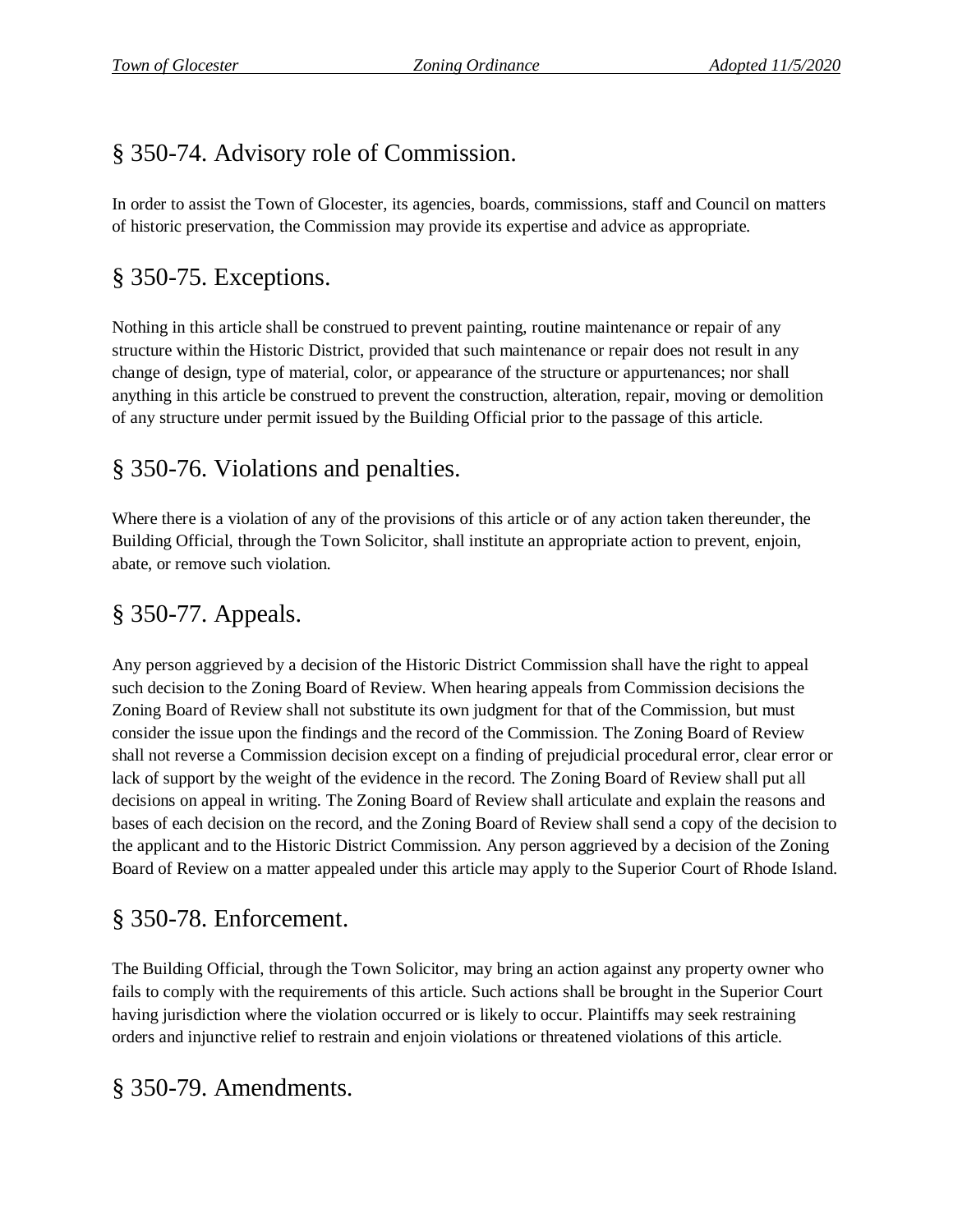## § 350-74. Advisory role of Commission.

In order to assist the Town of Glocester, its agencies, boards, commissions, staff and Council on matters of historic preservation, the Commission may provide its expertise and advice as appropriate.

## § 350-75. Exceptions.

Nothing in this article shall be construed to prevent painting, routine maintenance or repair of any structure within the Historic District, provided that such maintenance or repair does not result in any change of design, type of material, color, or appearance of the structure or appurtenances; nor shall anything in this article be construed to prevent the construction, alteration, repair, moving or demolition of any structure under permit issued by the Building Official prior to the passage of this article.

## § 350-76. Violations and penalties.

Where there is a violation of any of the provisions of this article or of any action taken thereunder, the Building Official, through the Town Solicitor, shall institute an appropriate action to prevent, enjoin, abate, or remove such violation.

## § 350-77. Appeals.

Any person aggrieved by a decision of the Historic District Commission shall have the right to appeal such decision to the Zoning Board of Review. When hearing appeals from Commission decisions the Zoning Board of Review shall not substitute its own judgment for that of the Commission, but must consider the issue upon the findings and the record of the Commission. The Zoning Board of Review shall not reverse a Commission decision except on a finding of prejudicial procedural error, clear error or lack of support by the weight of the evidence in the record. The Zoning Board of Review shall put all decisions on appeal in writing. The Zoning Board of Review shall articulate and explain the reasons and bases of each decision on the record, and the Zoning Board of Review shall send a copy of the decision to the applicant and to the Historic District Commission. Any person aggrieved by a decision of the Zoning Board of Review on a matter appealed under this article may apply to the Superior Court of Rhode Island.

## § 350-78. Enforcement.

The Building Official, through the Town Solicitor, may bring an action against any property owner who fails to comply with the requirements of this article. Such actions shall be brought in the Superior Court having jurisdiction where the violation occurred or is likely to occur. Plaintiffs may seek restraining orders and injunctive relief to restrain and enjoin violations or threatened violations of this article.

## § 350-79. Amendments.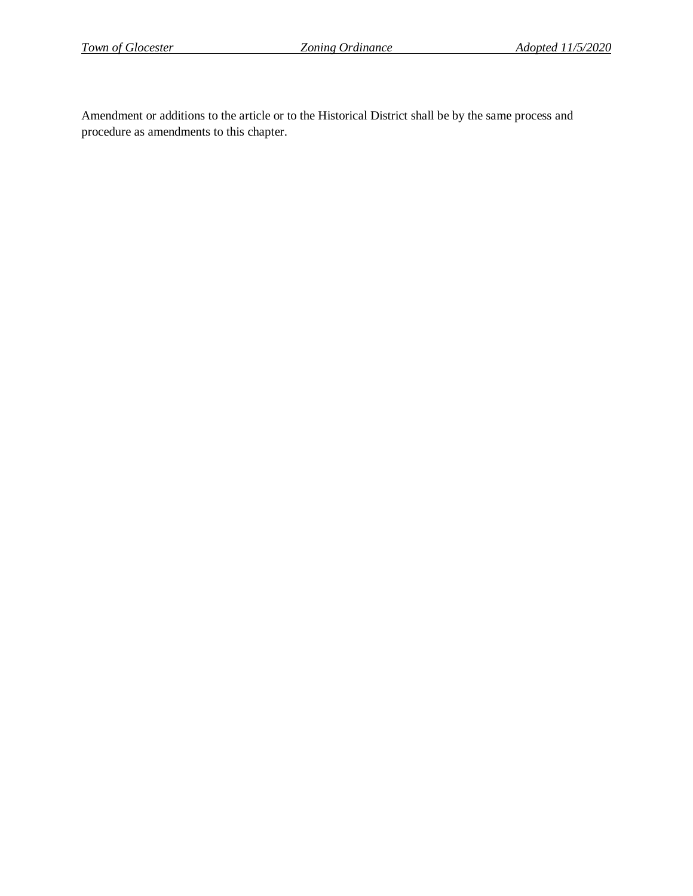Amendment or additions to the article or to the Historical District shall be by the same process and procedure as amendments to this chapter.